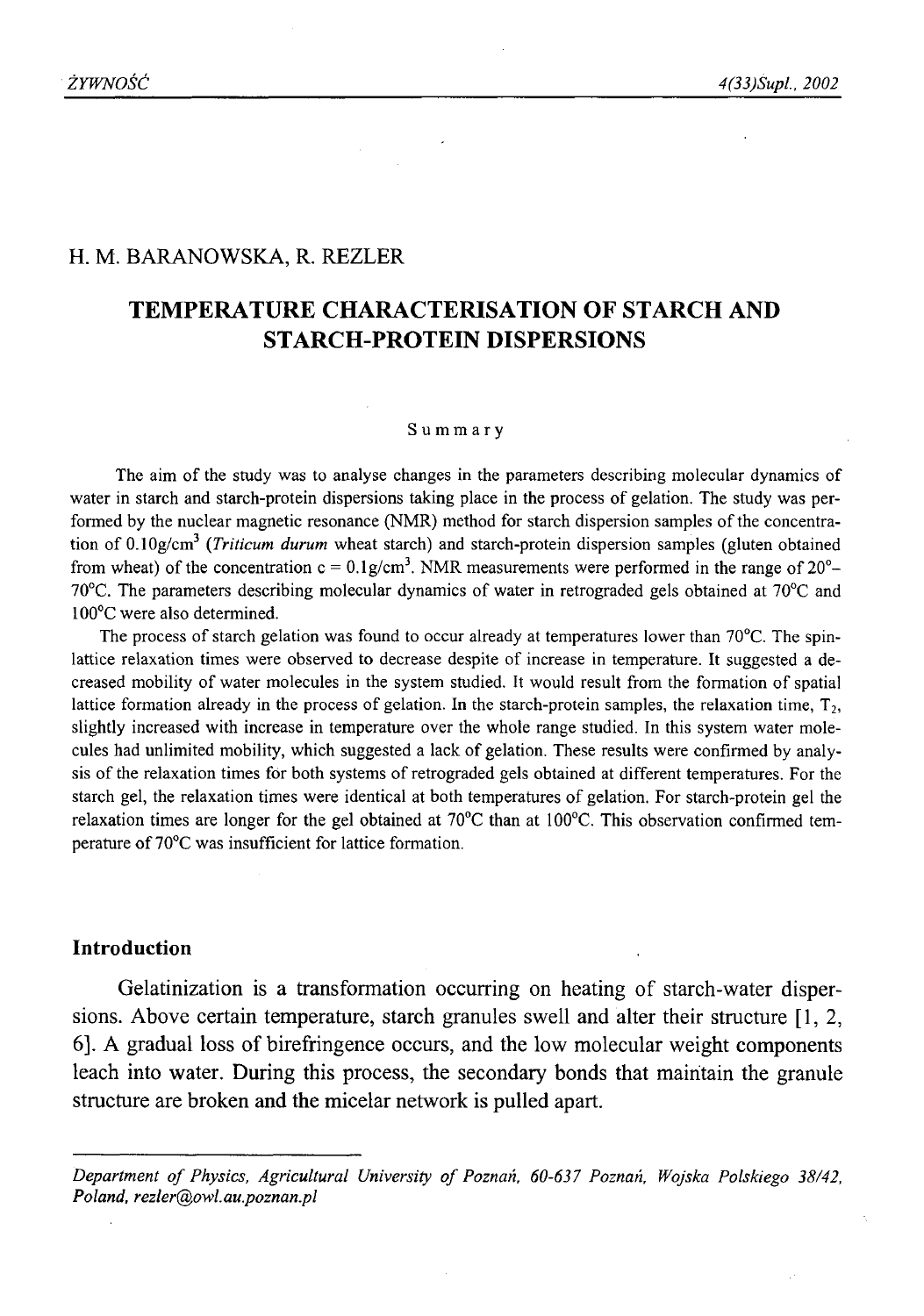H. M. BARANOWSKA, R. REZLER

# TEMPERATURE CHARACTERISATION OF STARCH AND STARCH-PROTEIN DISPERSIONS

Summary

The aim of the study was to analyse changes in the parameters describing molecular dynamics of water in starch and starch-protein dispersions taking place in the process of gelation. The study was performed by the nuclear magnetic resonance (NMR) method for starch dispersion samples of the concentration of 0.10g/cm$^3$ (*Triticum durum* wheat starch) and starch-protein dispersion samples (gluten obtained from wheat) of the concentration c = 0.1g/cm$^3$. NMR measurements were performed in the range of 20°–70°C. The parameters describing molecular dynamics of water in retrograded gels obtained at 70°C and 100°C were also determined.

The process of starch gelation was found to occur already at temperatures lower than 70°C. The spin-lattice relaxation times were observed to decrease despite of increase in temperature. It suggested a decreased mobility of water molecules in the system studied. It would result from the formation of spatial lattice formation already in the process of gelation. In the starch-protein samples, the relaxation time, $T_2$, slightly increased with increase in temperature over the whole range studied. In this system water molecules had unlimited mobility, which suggested a lack of gelation. These results were confirmed by analysis of the relaxation times for both systems of retrograded gels obtained at different temperatures. For the starch gel, the relaxation times were identical at both temperatures of gelation. For starch-protein gel the relaxation times are longer for the gel obtained at 70°C than at 100°C. This observation confirmed temperature of 70°C was insufficient for lattice formation.

## Introduction

Gelatinization is a transformation occurring on heating of starch-water dispersions. Above certain temperature, starch granules swell and alter their structure [1, 2, 6]. A gradual loss of birefringence occurs, and the low molecular weight components leach into water. During this process, the secondary bonds that maintain the granule structure are broken and the micelar network is pulled apart.

*Department of Physics, Agricultural University of Poznań, 60-637 Poznań, Wojska Polskiego 38/42, Poland, rezler@owl.au.poznan.pl*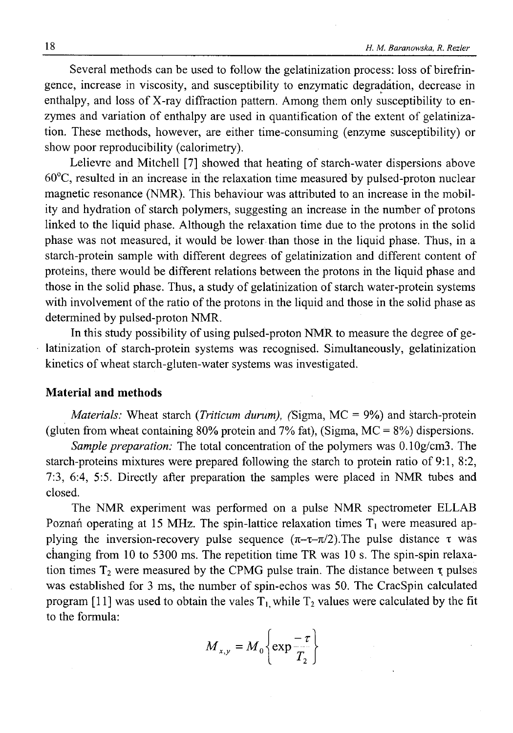Several methods can be used to follow the gelatinization process: loss of birefringence, increase in viscosity, and susceptibility to enzymatic degradation, decrease in enthalpy, and loss of X-ray diffraction pattern. Among them only susceptibility to enzymes and variation of enthalpy are used in quantification of the extent of gelatinization. These methods, however, are either time-consuming (enzyme susceptibility) or show poor reproducibility (calorimetry).

Lelievre and Mitchell [7] showed that heating of starch-water dispersions above 60°C, resulted in an increase in the relaxation time measured by pulsed-proton nuclear magnetic resonance (NMR). This behaviour was attributed to an increase in the mobility and hydration of starch polymers, suggesting an increase in the number of protons linked to the liquid phase. Although the relaxation time due to the protons in the solid phase was not measured, it would be lower than those in the liquid phase. Thus, in a starch-protein sample with different degrees of gelatinization and different content of proteins, there would be different relations between the protons in the liquid phase and those in the solid phase. Thus, a study of gelatinization of starch water-protein systems with involvement of the ratio of the protons in the liquid and those in the solid phase as determined by pulsed-proton NMR.

In this study possibility of using pulsed-proton NMR to measure the degree of gelatinization of starch-protein systems was recognised. Simultaneously, gelatinization kinetics of wheat starch-gluten-water systems was investigated.

## Material and methods

*Materials:* Wheat starch (*Triticum durum*), (Sigma, MC = 9%) and starch-protein (gluten from wheat containing 80% protein and 7% fat), (Sigma, MC = 8%) dispersions.

*Sample preparation:* The total concentration of the polymers was 0.10g/cm3. The starch-proteins mixtures were prepared following the starch to protein ratio of 9:1, 8:2, 7:3, 6:4, 5:5. Directly after preparation the samples were placed in NMR tubes and closed.

The NMR experiment was performed on a pulse NMR spectrometer ELLAB Poznań operating at 15 MHz. The spin-lattice relaxation times $T_1$ were measured applying the inversion-recovery pulse sequence ($\pi$–$\tau$–$\pi/2$).The pulse distance $\tau$ was changing from 10 to 5300 ms. The repetition time TR was 10 s. The spin-spin relaxation times $T_2$ were measured by the CPMG pulse train. The distance between $\tau$ pulses was established for 3 ms, the number of spin-echos was 50. The CracSpin calculated program [11] was used to obtain the vales $T_1$, while $T_2$ values were calculated by the fit to the formula:

$$M_{x,y} = M_0 \left\{ \exp \frac{-\tau}{T_2} \right\}$$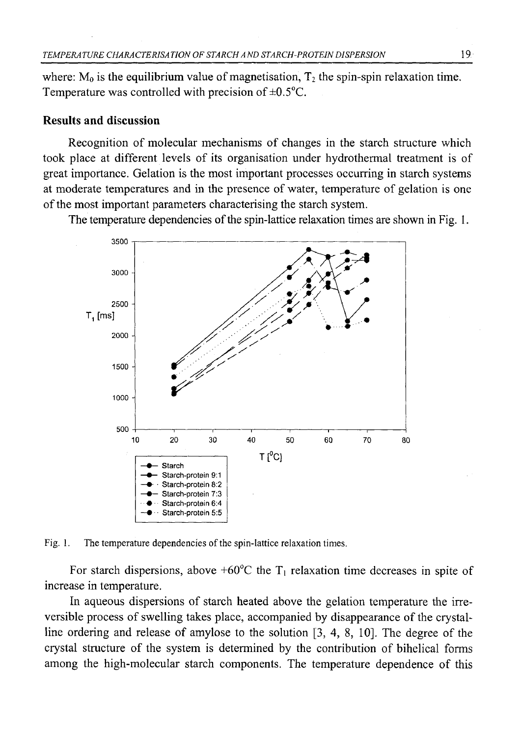where: $M_0$ is the equilibrium value of magnetisation, $T_2$ the spin-spin relaxation time. Temperature was controlled with precision of ±0.5°C.

## Results and discussion

Recognition of molecular mechanisms of changes in the starch structure which took place at different levels of its organisation under hydrothermal treatment is of great importance. Gelation is the most important processes occurring in starch systems at moderate temperatures and in the presence of water, temperature of gelation is one of the most important parameters characterising the starch system.

The temperature dependencies of the spin-lattice relaxation times are shown in Fig. 1.

Fig. 1. The temperature dependencies of the spin-lattice relaxation times.

For starch dispersions, above +60°C the $T_1$ relaxation time decreases in spite of increase in temperature.

In aqueous dispersions of starch heated above the gelation temperature the irreversible process of swelling takes place, accompanied by disappearance of the crystalline ordering and release of amylose to the solution [3, 4, 8, 10]. The degree of the crystal structure of the system is determined by the contribution of bihelical forms among the high-molecular starch components. The temperature dependence of this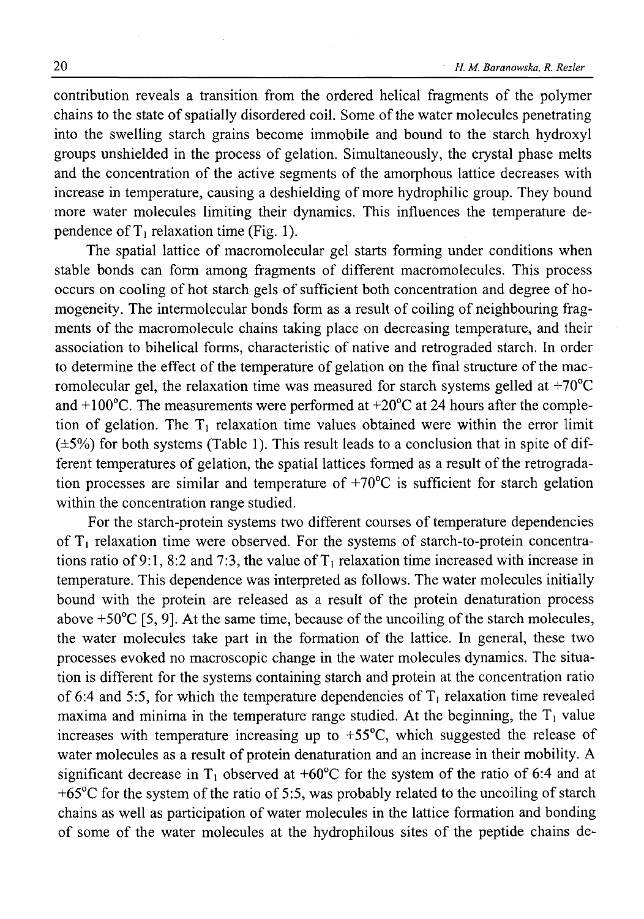contribution reveals a transition from the ordered helical fragments of the polymer chains to the state of spatially disordered coil. Some of the water molecules penetrating into the swelling starch grains become immobile and bound to the starch hydroxyl groups unshielded in the process of gelation. Simultaneously, the crystal phase melts and the concentration of the active segments of the amorphous lattice decreases with increase in temperature, causing a deshielding of more hydrophilic group. They bound more water molecules limiting their dynamics. This influences the temperature dependence of $T_1$ relaxation time (Fig. 1).

The spatial lattice of macromolecular gel starts forming under conditions when stable bonds can form among fragments of different macromolecules. This process occurs on cooling of hot starch gels of sufficient both concentration and degree of homogeneity. The intermolecular bonds form as a result of coiling of neighbouring fragments of the macromolecule chains taking place on decreasing temperature, and their association to bihelical forms, characteristic of native and retrograded starch. In order to determine the effect of the temperature of gelation on the final structure of the macromolecular gel, the relaxation time was measured for starch systems gelled at +70°C and +100°C. The measurements were performed at +20°C at 24 hours after the completion of gelation. The $T_1$ relaxation time values obtained were within the error limit (±5%) for both systems (Table 1). This result leads to a conclusion that in spite of different temperatures of gelation, the spatial lattices formed as a result of the retrogradation processes are similar and temperature of +70°C is sufficient for starch gelation within the concentration range studied.

For the starch-protein systems two different courses of temperature dependencies of $T_1$ relaxation time were observed. For the systems of starch-to-protein concentrations ratio of 9:1, 8:2 and 7:3, the value of $T_1$ relaxation time increased with increase in temperature. This dependence was interpreted as follows. The water molecules initially bound with the protein are released as a result of the protein denaturation process above +50°C [5, 9]. At the same time, because of the uncoiling of the starch molecules, the water molecules take part in the formation of the lattice. In general, these two processes evoked no macroscopic change in the water molecules dynamics. The situation is different for the systems containing starch and protein at the concentration ratio of 6:4 and 5:5, for which the temperature dependencies of $T_1$ relaxation time revealed maxima and minima in the temperature range studied. At the beginning, the $T_1$ value increases with temperature increasing up to +55°C, which suggested the release of water molecules as a result of protein denaturation and an increase in their mobility. A significant decrease in $T_1$ observed at +60°C for the system of the ratio of 6:4 and at +65°C for the system of the ratio of 5:5, was probably related to the uncoiling of starch chains as well as participation of water molecules in the lattice formation and bonding of some of the water molecules at the hydrophilous sites of the peptide chains de-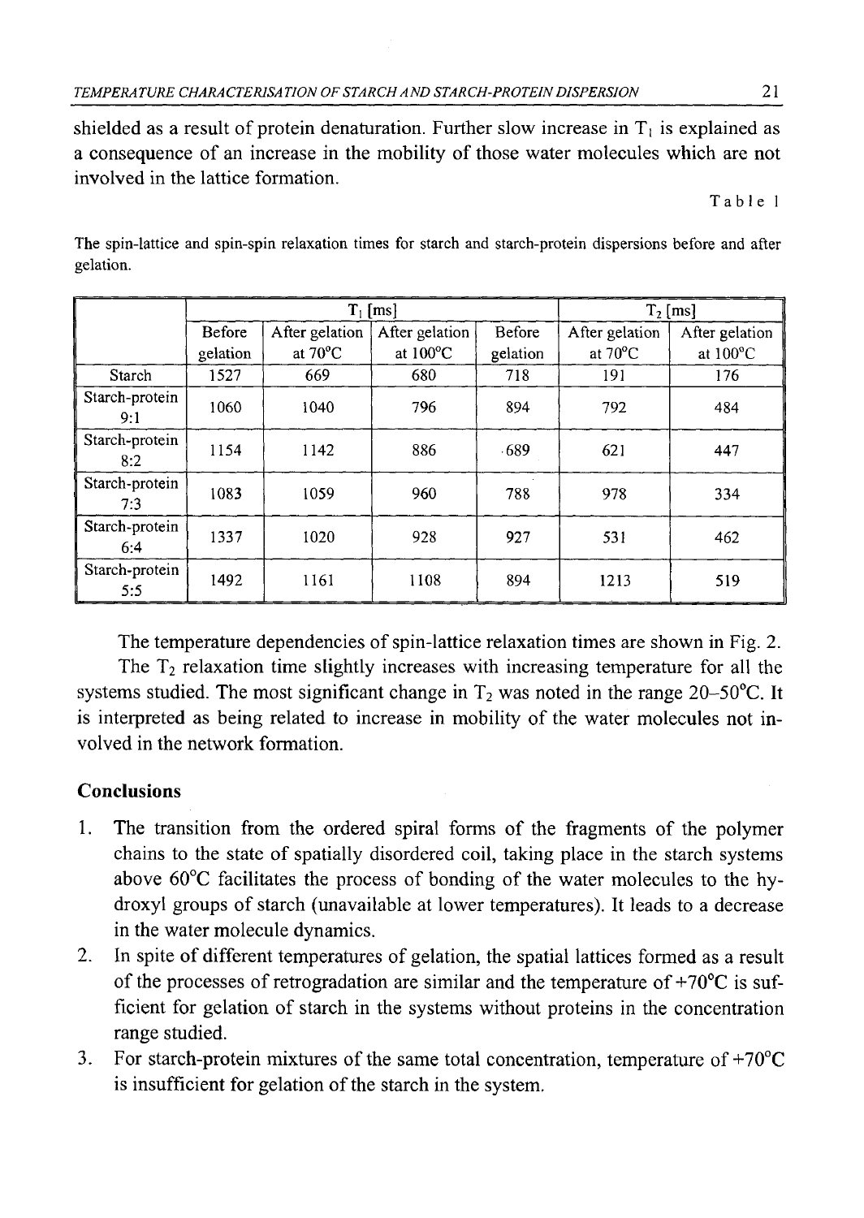shielded as a result of protein denaturation. Further slow increase in $T_1$ is explained as a consequence of an increase in the mobility of those water molecules which are not involved in the lattice formation.

Table 1

The spin-lattice and spin-spin relaxation times for starch and starch-protein dispersions before and after gelation.

| | $T_1$ [ms] | | | $T_2$ [ms] | | |
|---|---|---|---|---|---|---|
| | Before gelation | After gelation at 70°C | After gelation at 100°C | Before gelation | After gelation at 70°C | After gelation at 100°C |
| Starch | 1527 | 669 | 680 | 718 | 191 | 176 |
| Starch-protein 9:1 | 1060 | 1040 | 796 | 894 | 792 | 484 |
| Starch-protein 8:2 | 1154 | 1142 | 886 | 689 | 621 | 447 |
| Starch-protein 7:3 | 1083 | 1059 | 960 | 788 | 978 | 334 |
| Starch-protein 6:4 | 1337 | 1020 | 928 | 927 | 531 | 462 |
| Starch-protein 5:5 | 1492 | 1161 | 1108 | 894 | 1213 | 519 |

The temperature dependencies of spin-lattice relaxation times are shown in Fig. 2.

The $T_2$ relaxation time slightly increases with increasing temperature for all the systems studied. The most significant change in $T_2$ was noted in the range 20–50°C. It is interpreted as being related to increase in mobility of the water molecules not involved in the network formation.

## Conclusions

1. The transition from the ordered spiral forms of the fragments of the polymer chains to the state of spatially disordered coil, taking place in the starch systems above 60°C facilitates the process of bonding of the water molecules to the hydroxyl groups of starch (unavailable at lower temperatures). It leads to a decrease in the water molecule dynamics.
2. In spite of different temperatures of gelation, the spatial lattices formed as a result of the processes of retrogradation are similar and the temperature of +70°C is sufficient for gelation of starch in the systems without proteins in the concentration range studied.
3. For starch-protein mixtures of the same total concentration, temperature of +70°C is insufficient for gelation of the starch in the system.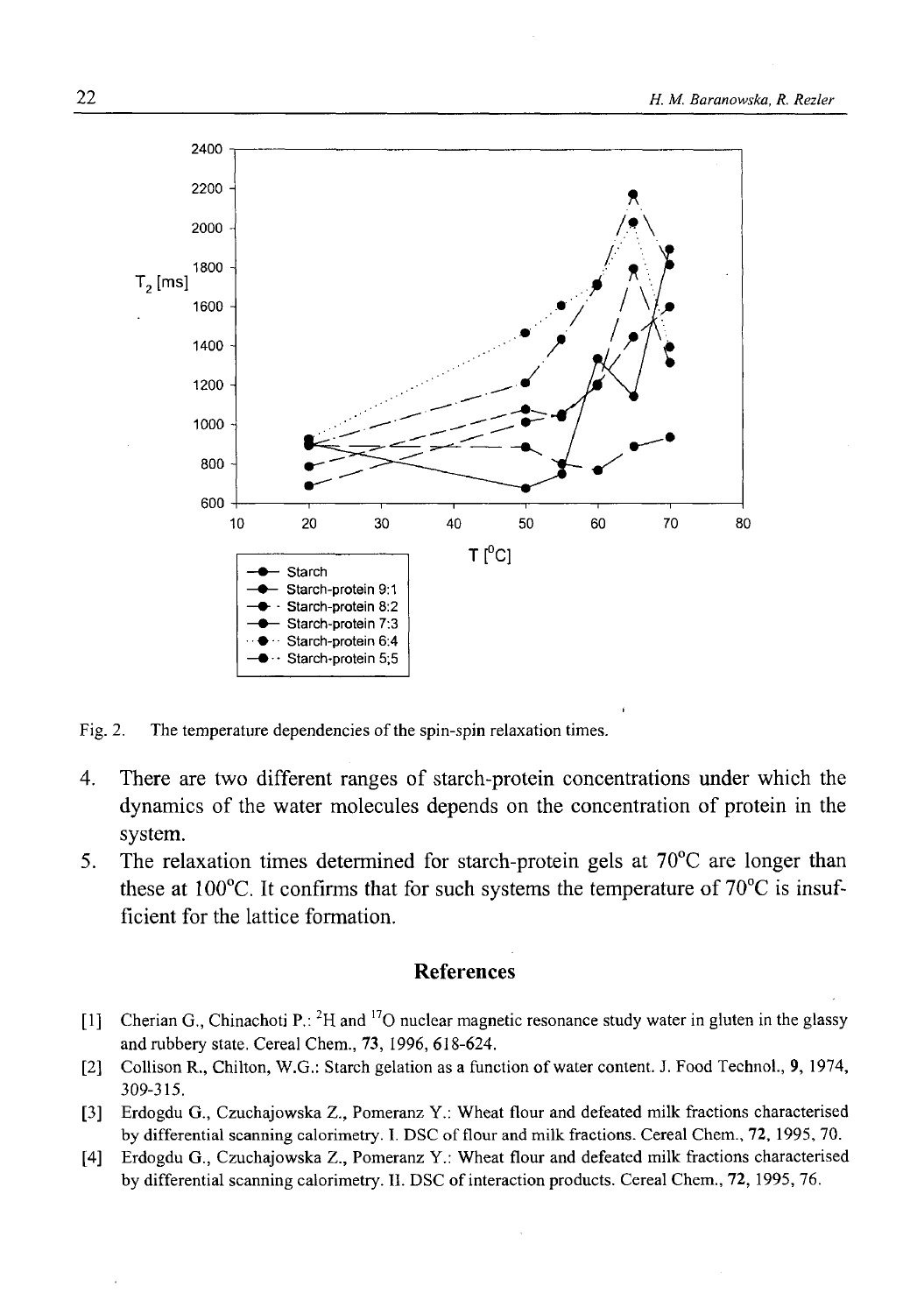Fig. 2. The temperature dependencies of the spin-spin relaxation times.

4. There are two different ranges of starch-protein concentrations under which the dynamics of the water molecules depends on the concentration of protein in the system.
5. The relaxation times determined for starch-protein gels at 70°C are longer than these at 100°C. It confirms that for such systems the temperature of 70°C is insufficient for the lattice formation.

## References

[1] Cherian G., Chinachoti P.: $^{2}H$ and $^{17}O$ nuclear magnetic resonance study water in gluten in the glassy and rubbery state. Cereal Chem., **73**, 1996, 618-624.

[2] Collison R., Chilton, W.G.: Starch gelation as a function of water content. J. Food Technol., **9**, 1974, 309-315.

[3] Erdogdu G., Czuchajowska Z., Pomeranz Y.: Wheat flour and defeated milk fractions characterised by differential scanning calorimetry. I. DSC of flour and milk fractions. Cereal Chem., **72**, 1995, 70.

[4] Erdogdu G., Czuchajowska Z., Pomeranz Y.: Wheat flour and defeated milk fractions characterised by differential scanning calorimetry. II. DSC of interaction products. Cereal Chem., **72**, 1995, 76.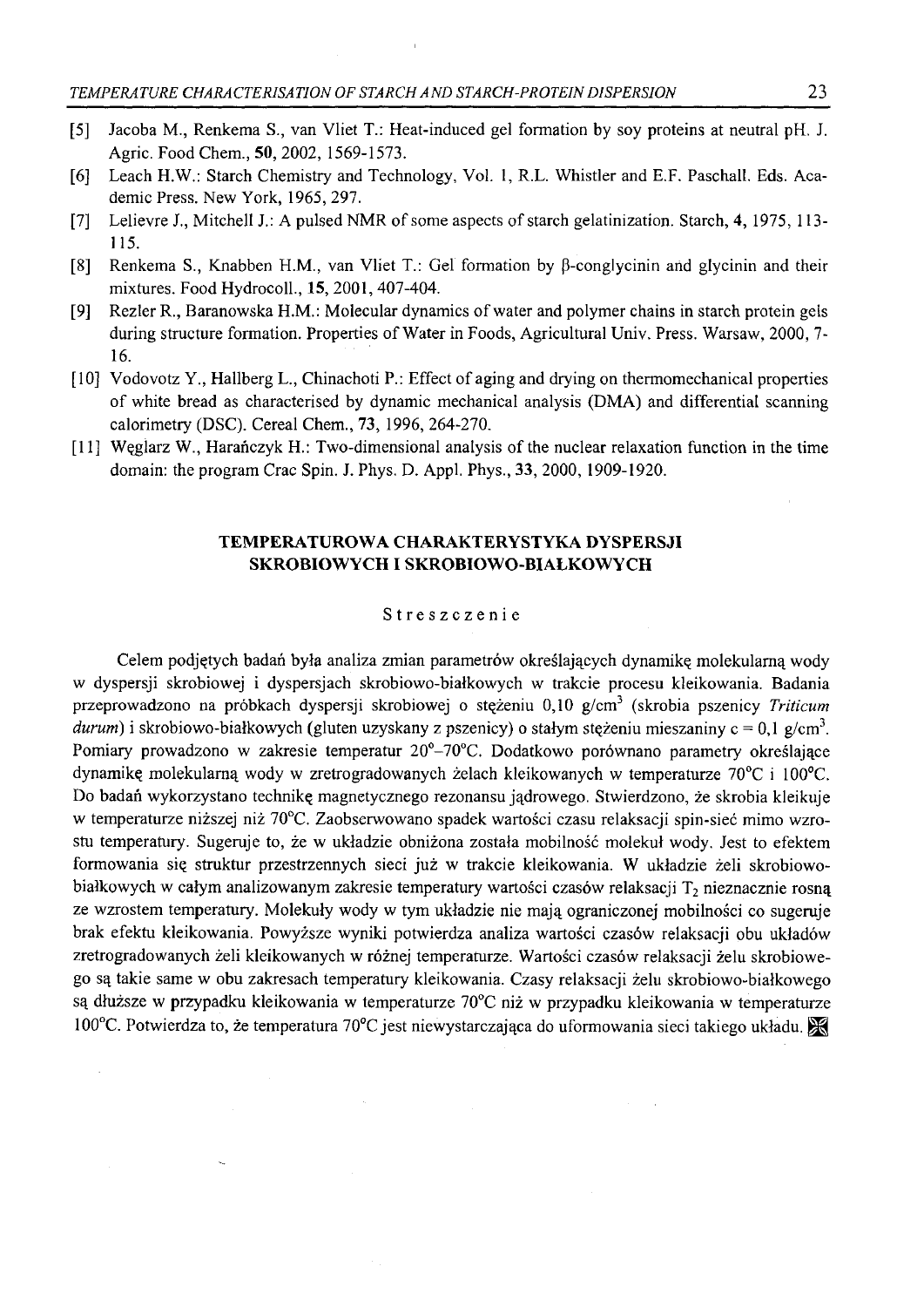[5] Jacoba M., Renkema S., van Vliet T.: Heat-induced gel formation by soy proteins at neutral pH. J. Agric. Food Chem., **50**, 2002, 1569-1573.

[6] Leach H.W.: Starch Chemistry and Technology, Vol. 1, R.L. Whistler and E.F. Paschall. Eds. Academic Press. New York, 1965, 297.

[7] Lelievre J., Mitchell J.: A pulsed NMR of some aspects of starch gelatinization. Starch, **4**, 1975, 113-115.

[8] Renkema S., Knabben H.M., van Vliet T.: Gel formation by β-conglycinin and glycinin and their mixtures. Food Hydrocoll., **15**, 2001, 407-404.

[9] Rezler R., Baranowska H.M.: Molecular dynamics of water and polymer chains in starch protein gels during structure formation. Properties of Water in Foods, Agricultural Univ. Press. Warsaw, 2000, 7-16.

[10] Vodovotz Y., Hallberg L., Chinachoti P.: Effect of aging and drying on thermomechanical properties of white bread as characterised by dynamic mechanical analysis (DMA) and differential scanning calorimetry (DSC). Cereal Chem., **73**, 1996, 264-270.

[11] Węglarz W., Harańczyk H.: Two-dimensional analysis of the nuclear relaxation function in the time domain: the program Crac Spin. J. Phys. D. Appl. Phys., **33**, 2000, 1909-1920.

## TEMPERATUROWA CHARAKTERYSTYKA DYSPERSJI SKROBIOWYCH I SKROBIOWO-BIAŁKOWYCH

### Streszczenie

Celem podjętych badań była analiza zmian parametrów określających dynamikę molekularną wody w dyspersji skrobiowej i dyspersjach skrobiowo-białkowych w trakcie procesu kleikowania. Badania przeprowadzono na próbkach dyspersji skrobiowej o stężeniu 0,10 g/cm$^3$ (skrobia pszenicy *Triticum durum*) i skrobiowo-białkowych (gluten uzyskany z pszenicy) o stałym stężeniu mieszaniny c = 0,1 g/cm$^3$. Pomiary prowadzono w zakresie temperatur 20°–70°C. Dodatkowo porównano parametry określające dynamikę molekularną wody w zretrogradowanych żelach kleikowanych w temperaturze 70°C i 100°C. Do badań wykorzystano technikę magnetycznego rezonansu jądrowego. Stwierdzono, że skrobia kleikuje w temperaturze niższej niż 70°C. Zaobserwowano spadek wartości czasu relaksacji spin-sieć mimo wzrostu temperatury. Sugeruje to, że w układzie obniżona została mobilność molekuł wody. Jest to efektem formowania się struktur przestrzennych sieci już w trakcie kleikowania. W układzie żeli skrobiowo-białkowych w całym analizowanym zakresie temperatury wartości czasów relaksacji $T_2$ nieznacznie rosną ze wzrostem temperatury. Molekuły wody w tym układzie nie mają ograniczonej mobilności co sugeruje brak efektu kleikowania. Powyższe wyniki potwierdza analiza wartości czasów relaksacji obu układów zretrogradowanych żeli kleikowanych w różnej temperaturze. Wartości czasów relaksacji żelu skrobiowego są takie same w obu zakresach temperatury kleikowania. Czasy relaksacji żelu skrobiowo-białkowego są dłuższe w przypadku kleikowania w temperaturze 70°C niż w przypadku kleikowania w temperaturze 100°C. Potwierdza to, że temperatura 70°C jest niewystarczająca do uformowania sieci takiego układu.